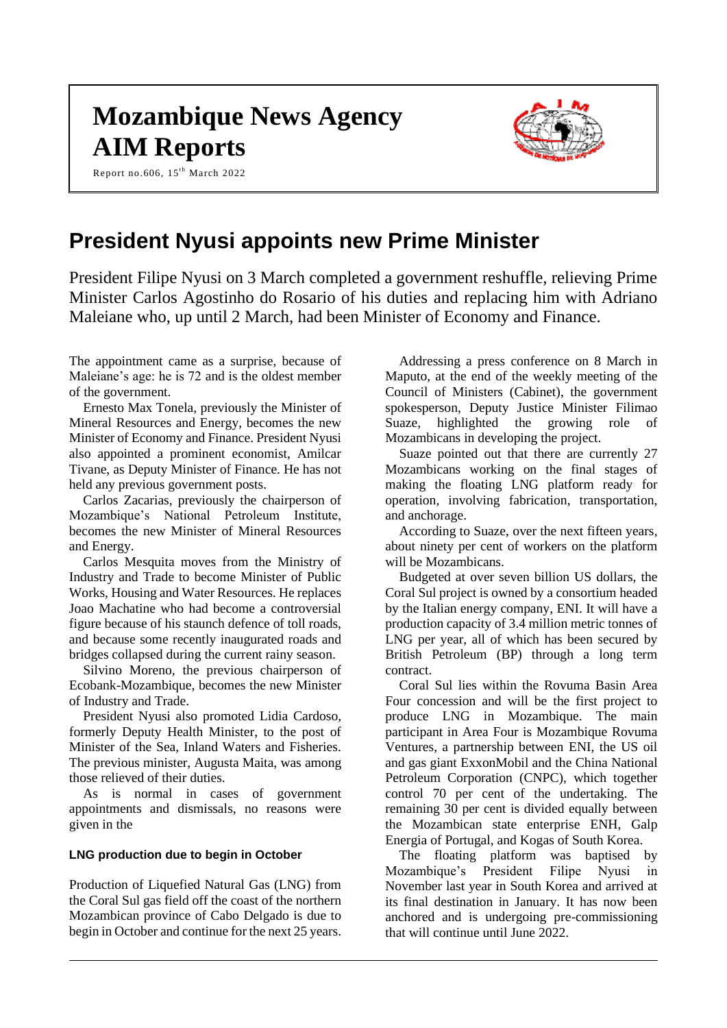# Mozambique News Agency
# AIM Reports

Report no.606, 15th March 2022

## President Nyusi appoints new Prime Minister

President Filipe Nyusi on 3 March completed a government reshuffle, relieving Prime Minister Carlos Agostinho do Rosario of his duties and replacing him with Adriano Maleiane who, up until 2 March, had been Minister of Economy and Finance.

The appointment came as a surprise, because of Maleiane's age: he is 72 and is the oldest member of the government.

Ernesto Max Tonela, previously the Minister of Mineral Resources and Energy, becomes the new Minister of Economy and Finance. President Nyusi also appointed a prominent economist, Amilcar Tivane, as Deputy Minister of Finance. He has not held any previous government posts.

Carlos Zacarias, previously the chairperson of Mozambique's National Petroleum Institute, becomes the new Minister of Mineral Resources and Energy.

Carlos Mesquita moves from the Ministry of Industry and Trade to become Minister of Public Works, Housing and Water Resources. He replaces Joao Machatine who had become a controversial figure because of his staunch defence of toll roads, and because some recently inaugurated roads and bridges collapsed during the current rainy season.

Silvino Moreno, the previous chairperson of Ecobank-Mozambique, becomes the new Minister of Industry and Trade.

President Nyusi also promoted Lidia Cardoso, formerly Deputy Health Minister, to the post of Minister of the Sea, Inland Waters and Fisheries. The previous minister, Augusta Maita, was among those relieved of their duties.

As is normal in cases of government appointments and dismissals, no reasons were given in the

### LNG production due to begin in October

Production of Liquefied Natural Gas (LNG) from the Coral Sul gas field off the coast of the northern Mozambican province of Cabo Delgado is due to begin in October and continue for the next 25 years.

Addressing a press conference on 8 March in Maputo, at the end of the weekly meeting of the Council of Ministers (Cabinet), the government spokesperson, Deputy Justice Minister Filimao Suaze, highlighted the growing role of Mozambicans in developing the project.

Suaze pointed out that there are currently 27 Mozambicans working on the final stages of making the floating LNG platform ready for operation, involving fabrication, transportation, and anchorage.

According to Suaze, over the next fifteen years, about ninety per cent of workers on the platform will be Mozambicans.

Budgeted at over seven billion US dollars, the Coral Sul project is owned by a consortium headed by the Italian energy company, ENI. It will have a production capacity of 3.4 million metric tonnes of LNG per year, all of which has been secured by British Petroleum (BP) through a long term contract.

Coral Sul lies within the Rovuma Basin Area Four concession and will be the first project to produce LNG in Mozambique. The main participant in Area Four is Mozambique Rovuma Ventures, a partnership between ENI, the US oil and gas giant ExxonMobil and the China National Petroleum Corporation (CNPC), which together control 70 per cent of the undertaking. The remaining 30 per cent is divided equally between the Mozambican state enterprise ENH, Galp Energia of Portugal, and Kogas of South Korea.

The floating platform was baptised by Mozambique's President Filipe Nyusi in November last year in South Korea and arrived at its final destination in January. It has now been anchored and is undergoing pre-commissioning that will continue until June 2022.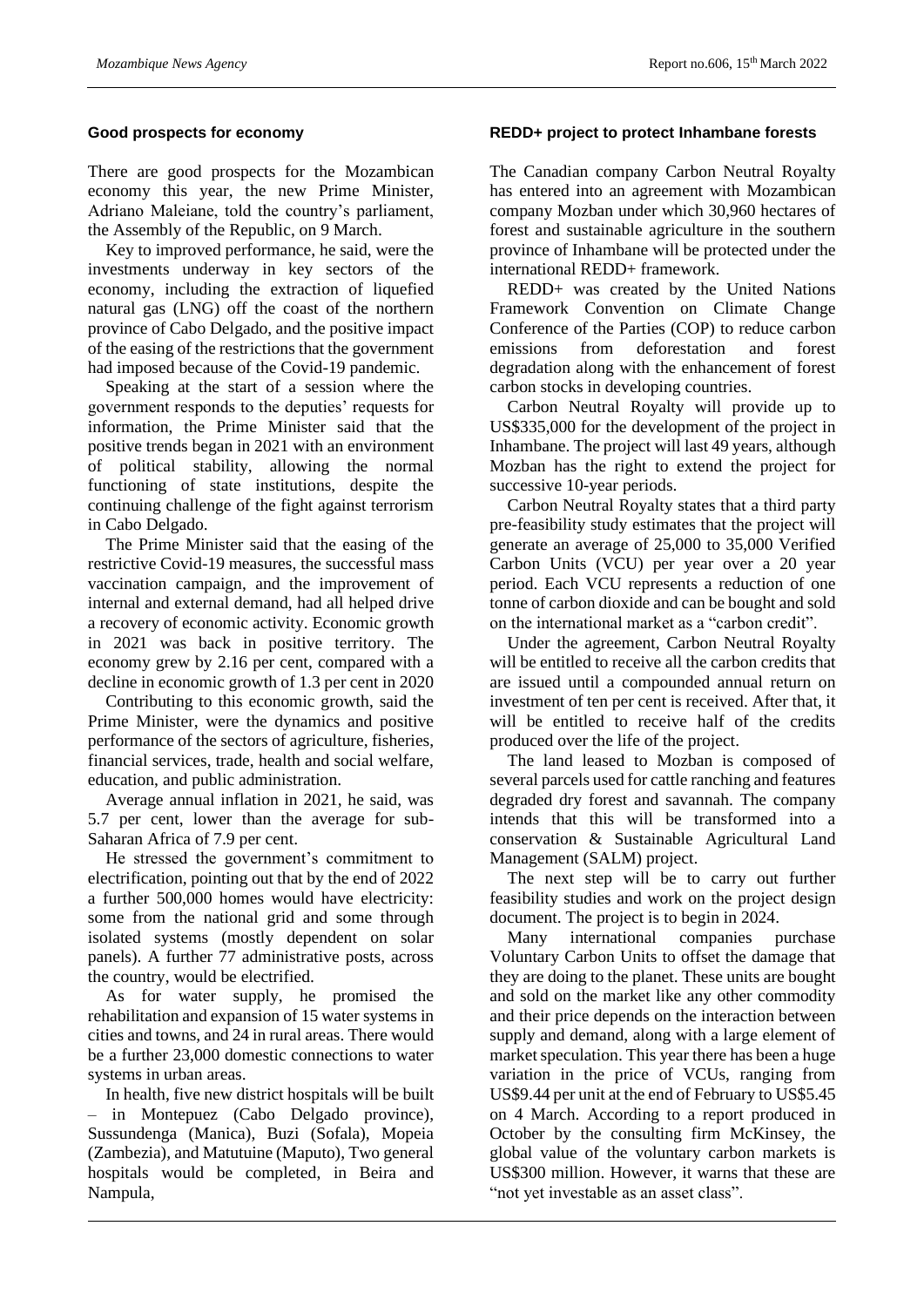### Good prospects for economy

There are good prospects for the Mozambican economy this year, the new Prime Minister, Adriano Maleiane, told the country's parliament, the Assembly of the Republic, on 9 March.

Key to improved performance, he said, were the investments underway in key sectors of the economy, including the extraction of liquefied natural gas (LNG) off the coast of the northern province of Cabo Delgado, and the positive impact of the easing of the restrictions that the government had imposed because of the Covid-19 pandemic.

Speaking at the start of a session where the government responds to the deputies' requests for information, the Prime Minister said that the positive trends began in 2021 with an environment of political stability, allowing the normal functioning of state institutions, despite the continuing challenge of the fight against terrorism in Cabo Delgado.

The Prime Minister said that the easing of the restrictive Covid-19 measures, the successful mass vaccination campaign, and the improvement of internal and external demand, had all helped drive a recovery of economic activity. Economic growth in 2021 was back in positive territory. The economy grew by 2.16 per cent, compared with a decline in economic growth of 1.3 per cent in 2020

Contributing to this economic growth, said the Prime Minister, were the dynamics and positive performance of the sectors of agriculture, fisheries, financial services, trade, health and social welfare, education, and public administration.

Average annual inflation in 2021, he said, was 5.7 per cent, lower than the average for sub-Saharan Africa of 7.9 per cent.

He stressed the government's commitment to electrification, pointing out that by the end of 2022 a further 500,000 homes would have electricity: some from the national grid and some through isolated systems (mostly dependent on solar panels). A further 77 administrative posts, across the country, would be electrified.

As for water supply, he promised the rehabilitation and expansion of 15 water systems in cities and towns, and 24 in rural areas. There would be a further 23,000 domestic connections to water systems in urban areas.

In health, five new district hospitals will be built – in Montepuez (Cabo Delgado province), Sussundenga (Manica), Buzi (Sofala), Mopeia (Zambezia), and Matutuine (Maputo), Two general hospitals would be completed, in Beira and Nampula,

### REDD+ project to protect Inhambane forests

The Canadian company Carbon Neutral Royalty has entered into an agreement with Mozambican company Mozban under which 30,960 hectares of forest and sustainable agriculture in the southern province of Inhambane will be protected under the international REDD+ framework.

REDD+ was created by the United Nations Framework Convention on Climate Change Conference of the Parties (COP) to reduce carbon emissions from deforestation and forest degradation along with the enhancement of forest carbon stocks in developing countries.

Carbon Neutral Royalty will provide up to US$335,000 for the development of the project in Inhambane. The project will last 49 years, although Mozban has the right to extend the project for successive 10-year periods.

Carbon Neutral Royalty states that a third party pre-feasibility study estimates that the project will generate an average of 25,000 to 35,000 Verified Carbon Units (VCU) per year over a 20 year period. Each VCU represents a reduction of one tonne of carbon dioxide and can be bought and sold on the international market as a "carbon credit".

Under the agreement, Carbon Neutral Royalty will be entitled to receive all the carbon credits that are issued until a compounded annual return on investment of ten per cent is received. After that, it will be entitled to receive half of the credits produced over the life of the project.

The land leased to Mozban is composed of several parcels used for cattle ranching and features degraded dry forest and savannah. The company intends that this will be transformed into a conservation & Sustainable Agricultural Land Management (SALM) project.

The next step will be to carry out further feasibility studies and work on the project design document. The project is to begin in 2024.

Many international companies purchase Voluntary Carbon Units to offset the damage that they are doing to the planet. These units are bought and sold on the market like any other commodity and their price depends on the interaction between supply and demand, along with a large element of market speculation. This year there has been a huge variation in the price of VCUs, ranging from US$9.44 per unit at the end of February to US$5.45 on 4 March. According to a report produced in October by the consulting firm McKinsey, the global value of the voluntary carbon markets is US$300 million. However, it warns that these are "not yet investable as an asset class".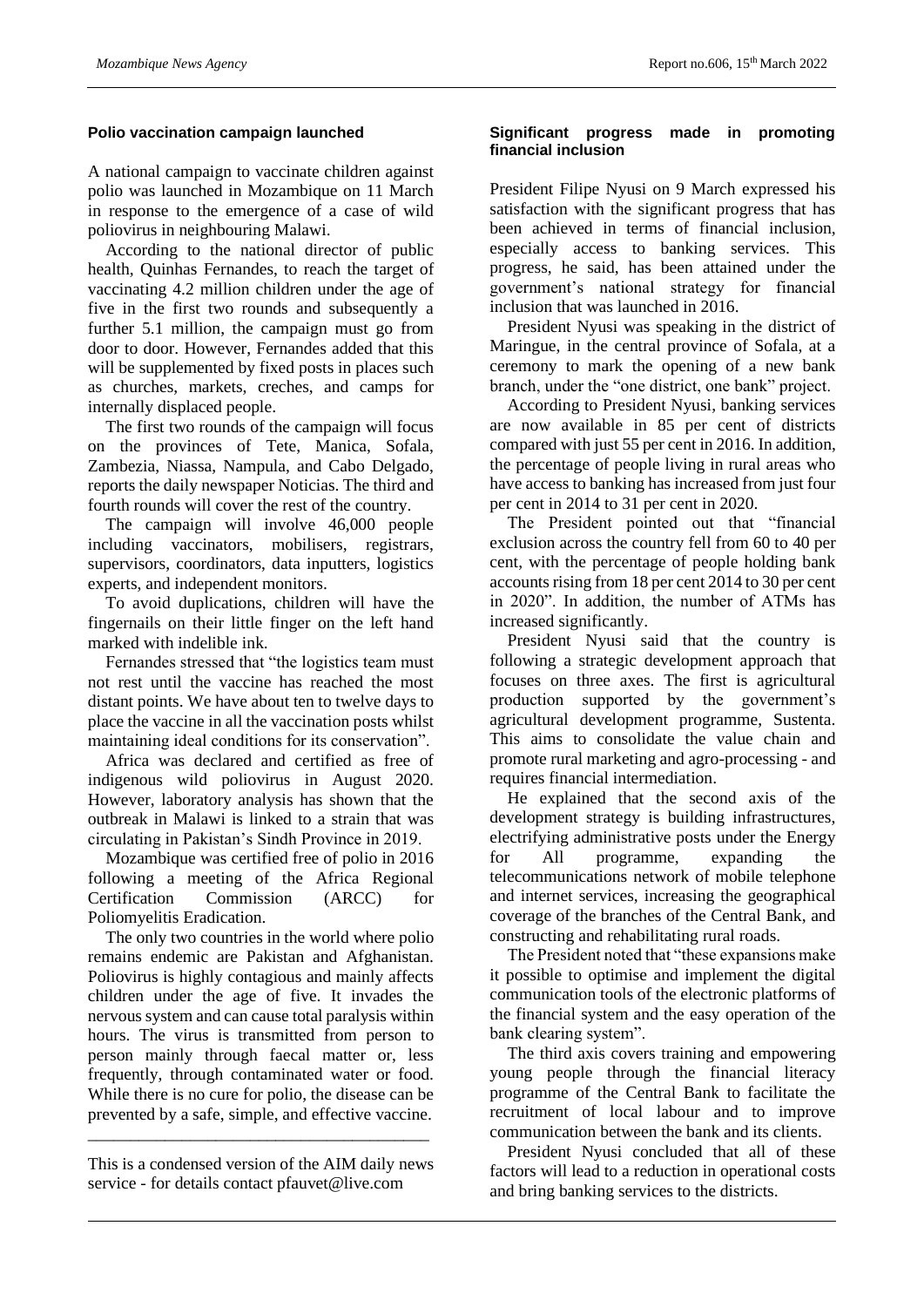### Polio vaccination campaign launched

A national campaign to vaccinate children against polio was launched in Mozambique on 11 March in response to the emergence of a case of wild poliovirus in neighbouring Malawi.

According to the national director of public health, Quinhas Fernandes, to reach the target of vaccinating 4.2 million children under the age of five in the first two rounds and subsequently a further 5.1 million, the campaign must go from door to door. However, Fernandes added that this will be supplemented by fixed posts in places such as churches, markets, creches, and camps for internally displaced people.

The first two rounds of the campaign will focus on the provinces of Tete, Manica, Sofala, Zambezia, Niassa, Nampula, and Cabo Delgado, reports the daily newspaper Noticias. The third and fourth rounds will cover the rest of the country.

The campaign will involve 46,000 people including vaccinators, mobilisers, registrars, supervisors, coordinators, data inputters, logistics experts, and independent monitors.

To avoid duplications, children will have the fingernails on their little finger on the left hand marked with indelible ink.

Fernandes stressed that "the logistics team must not rest until the vaccine has reached the most distant points. We have about ten to twelve days to place the vaccine in all the vaccination posts whilst maintaining ideal conditions for its conservation".

Africa was declared and certified as free of indigenous wild poliovirus in August 2020. However, laboratory analysis has shown that the outbreak in Malawi is linked to a strain that was circulating in Pakistan's Sindh Province in 2019.

Mozambique was certified free of polio in 2016 following a meeting of the Africa Regional Certification Commission (ARCC) for Poliomyelitis Eradication.

The only two countries in the world where polio remains endemic are Pakistan and Afghanistan. Poliovirus is highly contagious and mainly affects children under the age of five. It invades the nervous system and can cause total paralysis within hours. The virus is transmitted from person to person mainly through faecal matter or, less frequently, through contaminated water or food. While there is no cure for polio, the disease can be prevented by a safe, simple, and effective vaccine.

---

This is a condensed version of the AIM daily news service - for details contact pfauvet@live.com

### Significant progress made in promoting financial inclusion

President Filipe Nyusi on 9 March expressed his satisfaction with the significant progress that has been achieved in terms of financial inclusion, especially access to banking services. This progress, he said, has been attained under the government's national strategy for financial inclusion that was launched in 2016.

President Nyusi was speaking in the district of Maringue, in the central province of Sofala, at a ceremony to mark the opening of a new bank branch, under the "one district, one bank" project.

According to President Nyusi, banking services are now available in 85 per cent of districts compared with just 55 per cent in 2016. In addition, the percentage of people living in rural areas who have access to banking has increased from just four per cent in 2014 to 31 per cent in 2020.

The President pointed out that "financial exclusion across the country fell from 60 to 40 per cent, with the percentage of people holding bank accounts rising from 18 per cent 2014 to 30 per cent in 2020". In addition, the number of ATMs has increased significantly.

President Nyusi said that the country is following a strategic development approach that focuses on three axes. The first is agricultural production supported by the government's agricultural development programme, Sustenta. This aims to consolidate the value chain and promote rural marketing and agro-processing - and requires financial intermediation.

He explained that the second axis of the development strategy is building infrastructures, electrifying administrative posts under the Energy for All programme, expanding the telecommunications network of mobile telephone and internet services, increasing the geographical coverage of the branches of the Central Bank, and constructing and rehabilitating rural roads.

The President noted that "these expansions make it possible to optimise and implement the digital communication tools of the electronic platforms of the financial system and the easy operation of the bank clearing system".

The third axis covers training and empowering young people through the financial literacy programme of the Central Bank to facilitate the recruitment of local labour and to improve communication between the bank and its clients.

President Nyusi concluded that all of these factors will lead to a reduction in operational costs and bring banking services to the districts.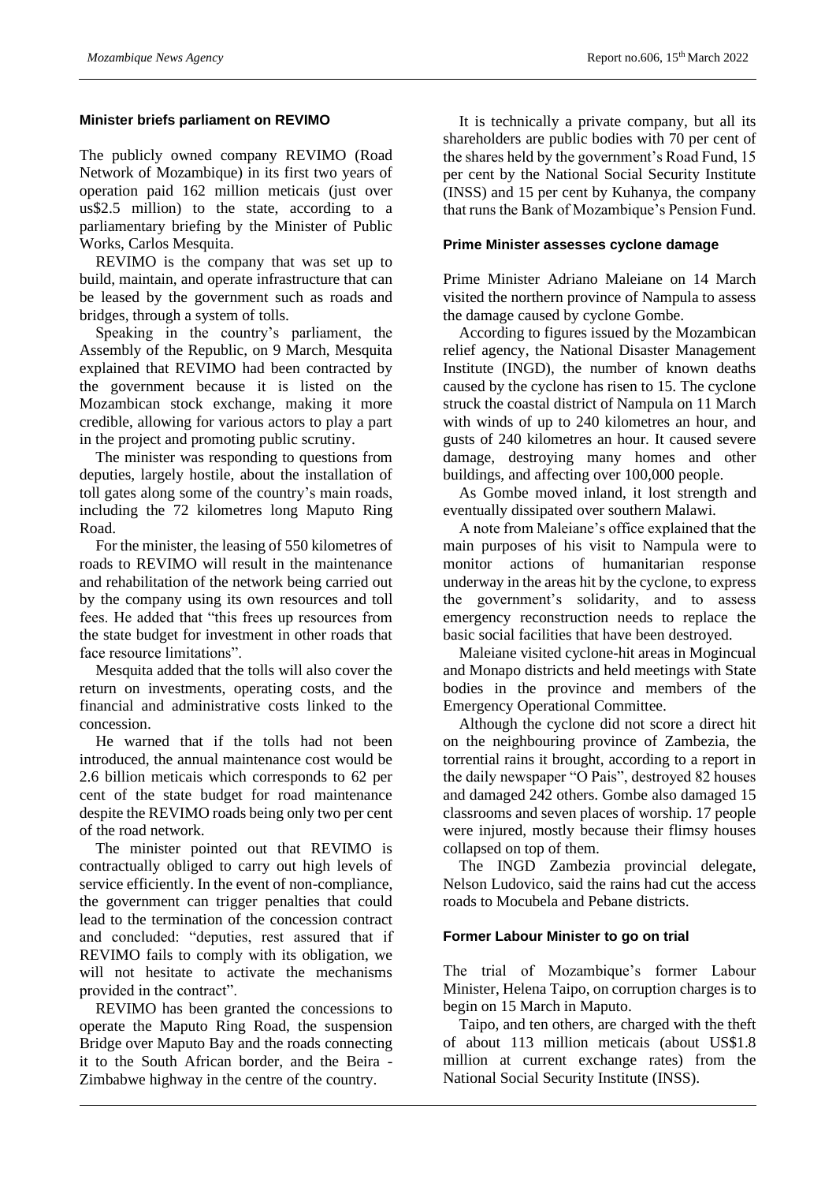## Minister briefs parliament on REVIMO

The publicly owned company REVIMO (Road Network of Mozambique) in its first two years of operation paid 162 million meticais (just over us$2.5 million) to the state, according to a parliamentary briefing by the Minister of Public Works, Carlos Mesquita.

REVIMO is the company that was set up to build, maintain, and operate infrastructure that can be leased by the government such as roads and bridges, through a system of tolls.

Speaking in the country's parliament, the Assembly of the Republic, on 9 March, Mesquita explained that REVIMO had been contracted by the government because it is listed on the Mozambican stock exchange, making it more credible, allowing for various actors to play a part in the project and promoting public scrutiny.

The minister was responding to questions from deputies, largely hostile, about the installation of toll gates along some of the country's main roads, including the 72 kilometres long Maputo Ring Road.

For the minister, the leasing of 550 kilometres of roads to REVIMO will result in the maintenance and rehabilitation of the network being carried out by the company using its own resources and toll fees. He added that "this frees up resources from the state budget for investment in other roads that face resource limitations".

Mesquita added that the tolls will also cover the return on investments, operating costs, and the financial and administrative costs linked to the concession.

He warned that if the tolls had not been introduced, the annual maintenance cost would be 2.6 billion meticais which corresponds to 62 per cent of the state budget for road maintenance despite the REVIMO roads being only two per cent of the road network.

The minister pointed out that REVIMO is contractually obliged to carry out high levels of service efficiently. In the event of non-compliance, the government can trigger penalties that could lead to the termination of the concession contract and concluded: "deputies, rest assured that if REVIMO fails to comply with its obligation, we will not hesitate to activate the mechanisms provided in the contract".

REVIMO has been granted the concessions to operate the Maputo Ring Road, the suspension Bridge over Maputo Bay and the roads connecting it to the South African border, and the Beira - Zimbabwe highway in the centre of the country.

It is technically a private company, but all its shareholders are public bodies with 70 per cent of the shares held by the government's Road Fund, 15 per cent by the National Social Security Institute (INSS) and 15 per cent by Kuhanya, the company that runs the Bank of Mozambique's Pension Fund.

## Prime Minister assesses cyclone damage

Prime Minister Adriano Maleiane on 14 March visited the northern province of Nampula to assess the damage caused by cyclone Gombe.

According to figures issued by the Mozambican relief agency, the National Disaster Management Institute (INGD), the number of known deaths caused by the cyclone has risen to 15. The cyclone struck the coastal district of Nampula on 11 March with winds of up to 240 kilometres an hour, and gusts of 240 kilometres an hour. It caused severe damage, destroying many homes and other buildings, and affecting over 100,000 people.

As Gombe moved inland, it lost strength and eventually dissipated over southern Malawi.

A note from Maleiane's office explained that the main purposes of his visit to Nampula were to monitor actions of humanitarian response underway in the areas hit by the cyclone, to express the government's solidarity, and to assess emergency reconstruction needs to replace the basic social facilities that have been destroyed.

Maleiane visited cyclone-hit areas in Mogincual and Monapo districts and held meetings with State bodies in the province and members of the Emergency Operational Committee.

Although the cyclone did not score a direct hit on the neighbouring province of Zambezia, the torrential rains it brought, according to a report in the daily newspaper "O Pais", destroyed 82 houses and damaged 242 others. Gombe also damaged 15 classrooms and seven places of worship. 17 people were injured, mostly because their flimsy houses collapsed on top of them.

The INGD Zambezia provincial delegate, Nelson Ludovico, said the rains had cut the access roads to Mocubela and Pebane districts.

## Former Labour Minister to go on trial

The trial of Mozambique's former Labour Minister, Helena Taipo, on corruption charges is to begin on 15 March in Maputo.

Taipo, and ten others, are charged with the theft of about 113 million meticais (about US$1.8 million at current exchange rates) from the National Social Security Institute (INSS).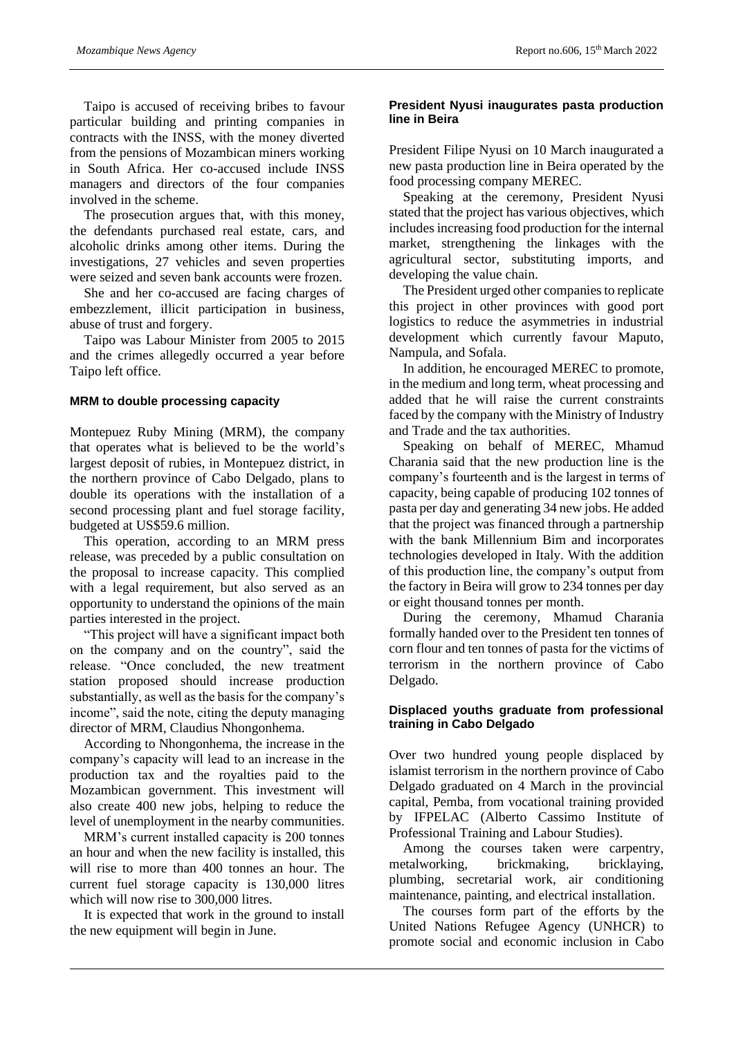Taipo is accused of receiving bribes to favour particular building and printing companies in contracts with the INSS, with the money diverted from the pensions of Mozambican miners working in South Africa. Her co-accused include INSS managers and directors of the four companies involved in the scheme.

The prosecution argues that, with this money, the defendants purchased real estate, cars, and alcoholic drinks among other items. During the investigations, 27 vehicles and seven properties were seized and seven bank accounts were frozen.

She and her co-accused are facing charges of embezzlement, illicit participation in business, abuse of trust and forgery.

Taipo was Labour Minister from 2005 to 2015 and the crimes allegedly occurred a year before Taipo left office.

### MRM to double processing capacity

Montepuez Ruby Mining (MRM), the company that operates what is believed to be the world's largest deposit of rubies, in Montepuez district, in the northern province of Cabo Delgado, plans to double its operations with the installation of a second processing plant and fuel storage facility, budgeted at US$59.6 million.

This operation, according to an MRM press release, was preceded by a public consultation on the proposal to increase capacity. This complied with a legal requirement, but also served as an opportunity to understand the opinions of the main parties interested in the project.

"This project will have a significant impact both on the company and on the country", said the release. "Once concluded, the new treatment station proposed should increase production substantially, as well as the basis for the company's income", said the note, citing the deputy managing director of MRM, Claudius Nhongonhema.

According to Nhongonhema, the increase in the company's capacity will lead to an increase in the production tax and the royalties paid to the Mozambican government. This investment will also create 400 new jobs, helping to reduce the level of unemployment in the nearby communities.

MRM's current installed capacity is 200 tonnes an hour and when the new facility is installed, this will rise to more than 400 tonnes an hour. The current fuel storage capacity is 130,000 litres which will now rise to 300,000 litres.

It is expected that work in the ground to install the new equipment will begin in June.

### President Nyusi inaugurates pasta production line in Beira

President Filipe Nyusi on 10 March inaugurated a new pasta production line in Beira operated by the food processing company MEREC.

Speaking at the ceremony, President Nyusi stated that the project has various objectives, which includes increasing food production for the internal market, strengthening the linkages with the agricultural sector, substituting imports, and developing the value chain.

The President urged other companies to replicate this project in other provinces with good port logistics to reduce the asymmetries in industrial development which currently favour Maputo, Nampula, and Sofala.

In addition, he encouraged MEREC to promote, in the medium and long term, wheat processing and added that he will raise the current constraints faced by the company with the Ministry of Industry and Trade and the tax authorities.

Speaking on behalf of MEREC, Mhamud Charania said that the new production line is the company's fourteenth and is the largest in terms of capacity, being capable of producing 102 tonnes of pasta per day and generating 34 new jobs. He added that the project was financed through a partnership with the bank Millennium Bim and incorporates technologies developed in Italy. With the addition of this production line, the company's output from the factory in Beira will grow to 234 tonnes per day or eight thousand tonnes per month.

During the ceremony, Mhamud Charania formally handed over to the President ten tonnes of corn flour and ten tonnes of pasta for the victims of terrorism in the northern province of Cabo Delgado.

### Displaced youths graduate from professional training in Cabo Delgado

Over two hundred young people displaced by islamist terrorism in the northern province of Cabo Delgado graduated on 4 March in the provincial capital, Pemba, from vocational training provided by IFPELAC (Alberto Cassimo Institute of Professional Training and Labour Studies).

Among the courses taken were carpentry, metalworking, brickmaking, bricklaying, plumbing, secretarial work, air conditioning maintenance, painting, and electrical installation.

The courses form part of the efforts by the United Nations Refugee Agency (UNHCR) to promote social and economic inclusion in Cabo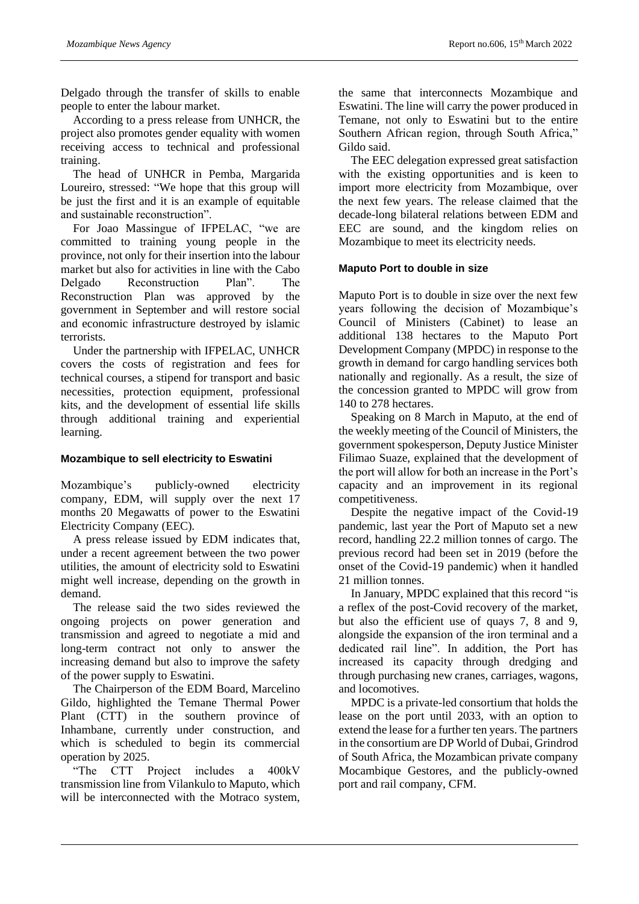Delgado through the transfer of skills to enable people to enter the labour market.

According to a press release from UNHCR, the project also promotes gender equality with women receiving access to technical and professional training.

The head of UNHCR in Pemba, Margarida Loureiro, stressed: "We hope that this group will be just the first and it is an example of equitable and sustainable reconstruction".

For Joao Massingue of IFPELAC, "we are committed to training young people in the province, not only for their insertion into the labour market but also for activities in line with the Cabo Delgado Reconstruction Plan". The Reconstruction Plan was approved by the government in September and will restore social and economic infrastructure destroyed by islamic terrorists.

Under the partnership with IFPELAC, UNHCR covers the costs of registration and fees for technical courses, a stipend for transport and basic necessities, protection equipment, professional kits, and the development of essential life skills through additional training and experiential learning.

#### Mozambique to sell electricity to Eswatini

Mozambique's publicly-owned electricity company, EDM, will supply over the next 17 months 20 Megawatts of power to the Eswatini Electricity Company (EEC).

A press release issued by EDM indicates that, under a recent agreement between the two power utilities, the amount of electricity sold to Eswatini might well increase, depending on the growth in demand.

The release said the two sides reviewed the ongoing projects on power generation and transmission and agreed to negotiate a mid and long-term contract not only to answer the increasing demand but also to improve the safety of the power supply to Eswatini.

The Chairperson of the EDM Board, Marcelino Gildo, highlighted the Temane Thermal Power Plant (CTT) in the southern province of Inhambane, currently under construction, and which is scheduled to begin its commercial operation by 2025.

"The CTT Project includes a 400kV transmission line from Vilankulo to Maputo, which will be interconnected with the Motraco system, the same that interconnects Mozambique and Eswatini. The line will carry the power produced in Temane, not only to Eswatini but to the entire Southern African region, through South Africa," Gildo said.

The EEC delegation expressed great satisfaction with the existing opportunities and is keen to import more electricity from Mozambique, over the next few years. The release claimed that the decade-long bilateral relations between EDM and EEC are sound, and the kingdom relies on Mozambique to meet its electricity needs.

#### Maputo Port to double in size

Maputo Port is to double in size over the next few years following the decision of Mozambique's Council of Ministers (Cabinet) to lease an additional 138 hectares to the Maputo Port Development Company (MPDC) in response to the growth in demand for cargo handling services both nationally and regionally. As a result, the size of the concession granted to MPDC will grow from 140 to 278 hectares.

Speaking on 8 March in Maputo, at the end of the weekly meeting of the Council of Ministers, the government spokesperson, Deputy Justice Minister Filimao Suaze, explained that the development of the port will allow for both an increase in the Port's capacity and an improvement in its regional competitiveness.

Despite the negative impact of the Covid-19 pandemic, last year the Port of Maputo set a new record, handling 22.2 million tonnes of cargo. The previous record had been set in 2019 (before the onset of the Covid-19 pandemic) when it handled 21 million tonnes.

In January, MPDC explained that this record "is a reflex of the post-Covid recovery of the market, but also the efficient use of quays 7, 8 and 9, alongside the expansion of the iron terminal and a dedicated rail line". In addition, the Port has increased its capacity through dredging and through purchasing new cranes, carriages, wagons, and locomotives.

MPDC is a private-led consortium that holds the lease on the port until 2033, with an option to extend the lease for a further ten years. The partners in the consortium are DP World of Dubai, Grindrod of South Africa, the Mozambican private company Mocambique Gestores, and the publicly-owned port and rail company, CFM.